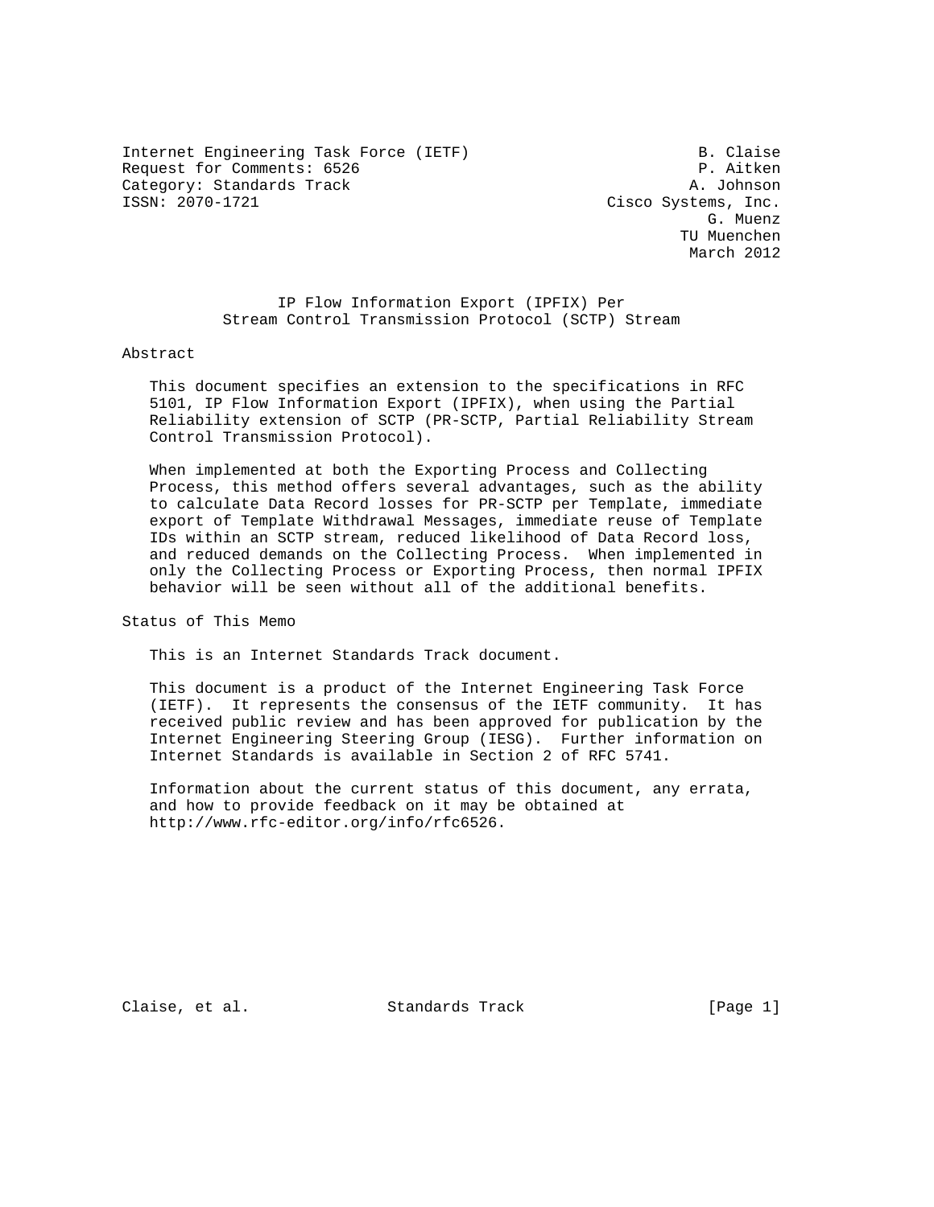Internet Engineering Task Force (IETF) B. Claise
Request for Comments: 6526 P. Aitken
Category: Standards Track A. Johnson
ISSN: 2070-1721 Cisco Systems, Inc.
G. Muenz
TU Muenchen
March 2012

# IP Flow Information Export (IPFIX) Per Stream Control Transmission Protocol (SCTP) Stream

## Abstract

This document specifies an extension to the specifications in RFC 5101, IP Flow Information Export (IPFIX), when using the Partial Reliability extension of SCTP (PR-SCTP, Partial Reliability Stream Control Transmission Protocol).

When implemented at both the Exporting Process and Collecting Process, this method offers several advantages, such as the ability to calculate Data Record losses for PR-SCTP per Template, immediate export of Template Withdrawal Messages, immediate reuse of Template IDs within an SCTP stream, reduced likelihood of Data Record loss, and reduced demands on the Collecting Process. When implemented in only the Collecting Process or Exporting Process, then normal IPFIX behavior will be seen without all of the additional benefits.

## Status of This Memo

This is an Internet Standards Track document.

This document is a product of the Internet Engineering Task Force (IETF). It represents the consensus of the IETF community. It has received public review and has been approved for publication by the Internet Engineering Steering Group (IESG). Further information on Internet Standards is available in Section 2 of RFC 5741.

Information about the current status of this document, any errata, and how to provide feedback on it may be obtained at http://www.rfc-editor.org/info/rfc6526.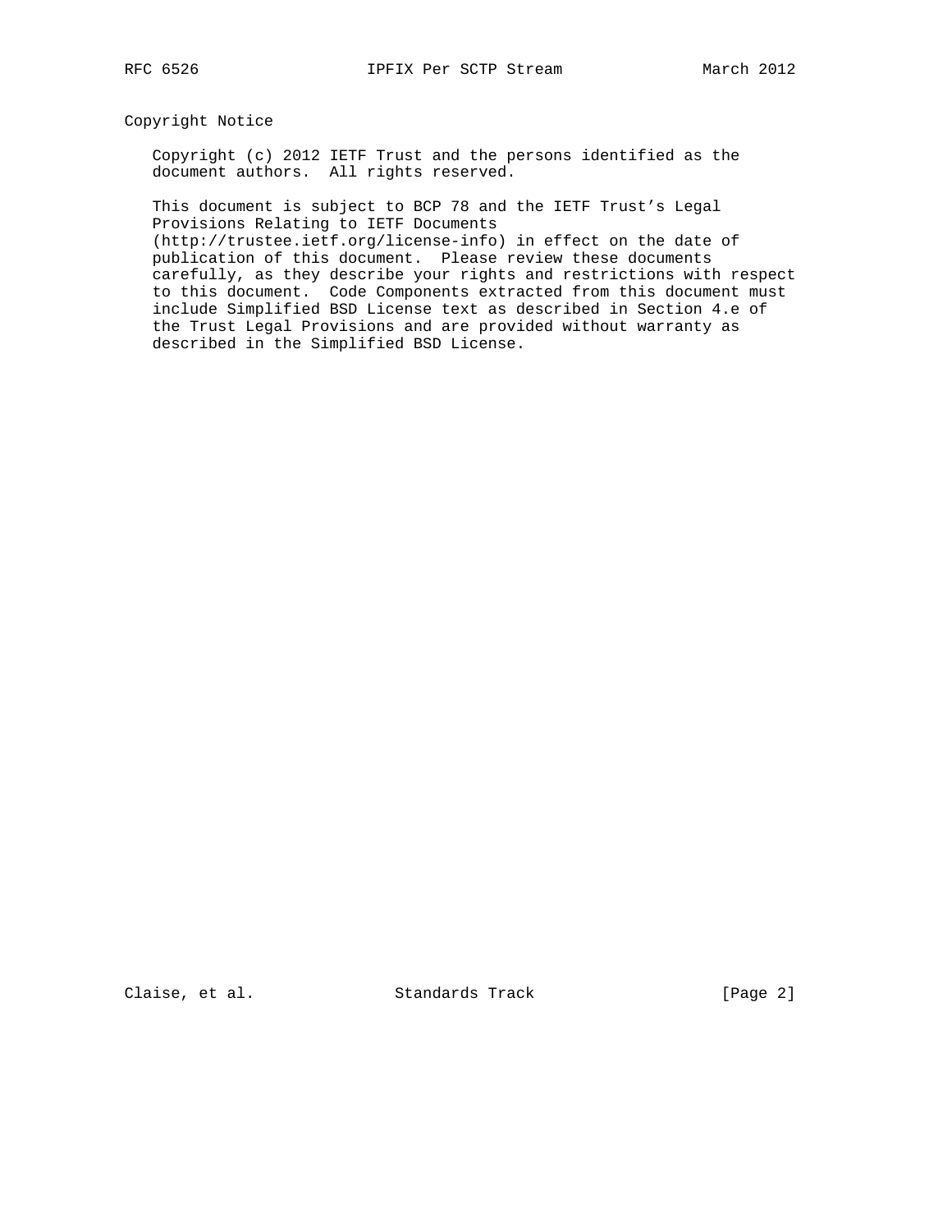## Copyright Notice

Copyright (c) 2012 IETF Trust and the persons identified as the document authors. All rights reserved.

This document is subject to BCP 78 and the IETF Trust's Legal Provisions Relating to IETF Documents (http://trustee.ietf.org/license-info) in effect on the date of publication of this document. Please review these documents carefully, as they describe your rights and restrictions with respect to this document. Code Components extracted from this document must include Simplified BSD License text as described in Section 4.e of the Trust Legal Provisions and are provided without warranty as described in the Simplified BSD License.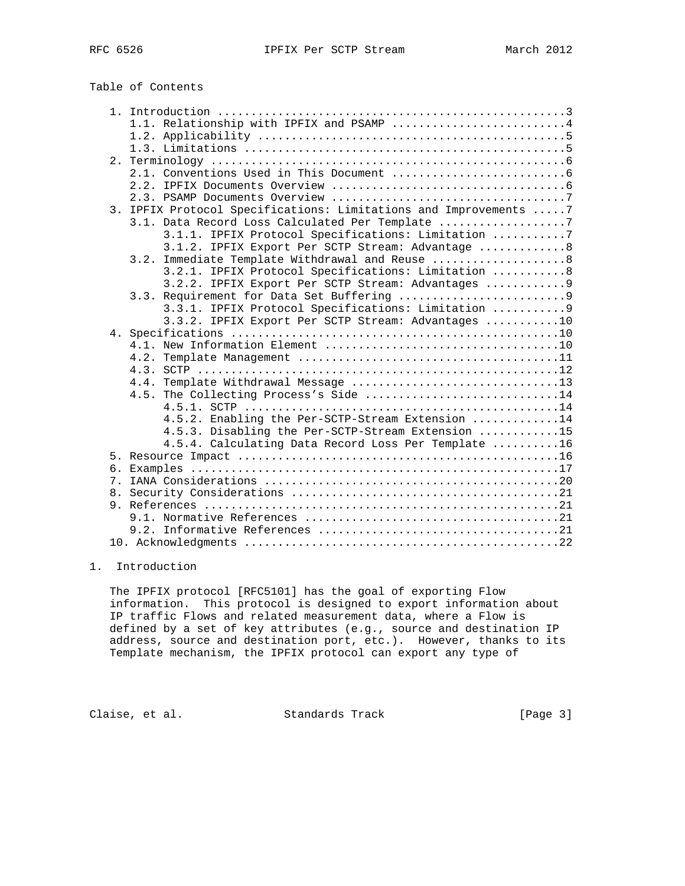Table of Contents

```
   1. Introduction ....................................................3
      1.1. Relationship with IPFIX and PSAMP ..........................4
      1.2. Applicability ..............................................5
      1.3. Limitations ................................................5
   2. Terminology .....................................................6
      2.1. Conventions Used in This Document ..........................6
      2.2. IPFIX Documents Overview ...................................6
      2.3. PSAMP Documents Overview ...................................7
   3. IPFIX Protocol Specifications: Limitations and Improvements .....7
      3.1. Data Record Loss Calculated Per Template ...................7
           3.1.1. IPFIX Protocol Specifications: Limitation ...........7
           3.1.2. IPFIX Export Per SCTP Stream: Advantage .............8
      3.2. Immediate Template Withdrawal and Reuse ....................8
           3.2.1. IPFIX Protocol Specifications: Limitation ...........8
           3.2.2. IPFIX Export Per SCTP Stream: Advantages ............9
      3.3. Requirement for Data Set Buffering .........................9
           3.3.1. IPFIX Protocol Specifications: Limitation ...........9
           3.3.2. IPFIX Export Per SCTP Stream: Advantages ...........10
   4. Specifications .................................................10
      4.1. New Information Element ...................................10
      4.2. Template Management .......................................11
      4.3. SCTP ......................................................12
      4.4. Template Withdrawal Message ...............................13
      4.5. The Collecting Process's Side .............................14
           4.5.1. SCTP ...............................................14
           4.5.2. Enabling the Per-SCTP-Stream Extension .............14
           4.5.3. Disabling the Per-SCTP-Stream Extension ............15
           4.5.4. Calculating Data Record Loss Per Template ..........16
   5. Resource Impact ................................................16
   6. Examples .......................................................17
   7. IANA Considerations ............................................20
   8. Security Considerations ........................................21
   9. References .....................................................21
      9.1. Normative References ......................................21
      9.2. Informative References ....................................21
   10. Acknowledgments ...............................................22
```

## 1. Introduction

The IPFIX protocol [RFC5101] has the goal of exporting Flow information. This protocol is designed to export information about IP traffic Flows and related measurement data, where a Flow is defined by a set of key attributes (e.g., source and destination IP address, source and destination port, etc.). However, thanks to its Template mechanism, the IPFIX protocol can export any type of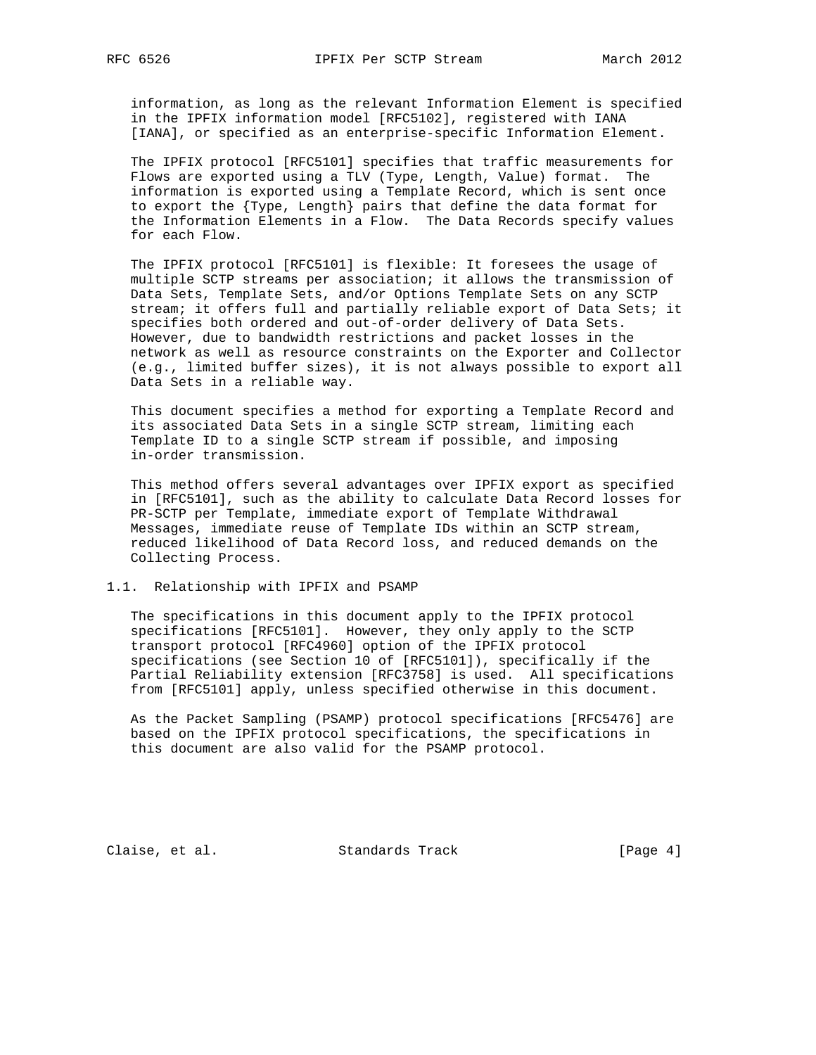information, as long as the relevant Information Element is specified in the IPFIX information model [RFC5102], registered with IANA [IANA], or specified as an enterprise-specific Information Element.

The IPFIX protocol [RFC5101] specifies that traffic measurements for Flows are exported using a TLV (Type, Length, Value) format. The information is exported using a Template Record, which is sent once to export the {Type, Length} pairs that define the data format for the Information Elements in a Flow. The Data Records specify values for each Flow.

The IPFIX protocol [RFC5101] is flexible: It foresees the usage of multiple SCTP streams per association; it allows the transmission of Data Sets, Template Sets, and/or Options Template Sets on any SCTP stream; it offers full and partially reliable export of Data Sets; it specifies both ordered and out-of-order delivery of Data Sets. However, due to bandwidth restrictions and packet losses in the network as well as resource constraints on the Exporter and Collector (e.g., limited buffer sizes), it is not always possible to export all Data Sets in a reliable way.

This document specifies a method for exporting a Template Record and its associated Data Sets in a single SCTP stream, limiting each Template ID to a single SCTP stream if possible, and imposing in-order transmission.

This method offers several advantages over IPFIX export as specified in [RFC5101], such as the ability to calculate Data Record losses for PR-SCTP per Template, immediate export of Template Withdrawal Messages, immediate reuse of Template IDs within an SCTP stream, reduced likelihood of Data Record loss, and reduced demands on the Collecting Process.

### 1.1. Relationship with IPFIX and PSAMP

The specifications in this document apply to the IPFIX protocol specifications [RFC5101]. However, they only apply to the SCTP transport protocol [RFC4960] option of the IPFIX protocol specifications (see Section 10 of [RFC5101]), specifically if the Partial Reliability extension [RFC3758] is used. All specifications from [RFC5101] apply, unless specified otherwise in this document.

As the Packet Sampling (PSAMP) protocol specifications [RFC5476] are based on the IPFIX protocol specifications, the specifications in this document are also valid for the PSAMP protocol.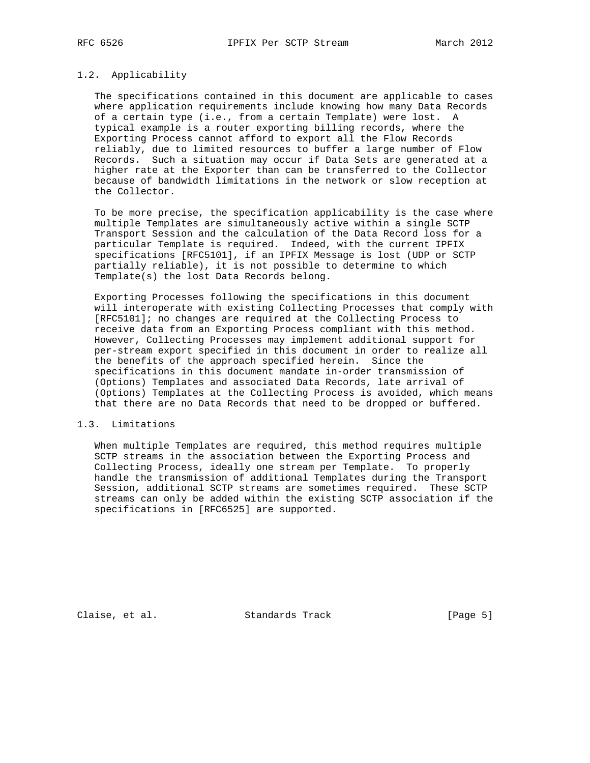### 1.2. Applicability

The specifications contained in this document are applicable to cases where application requirements include knowing how many Data Records of a certain type (i.e., from a certain Template) were lost. A typical example is a router exporting billing records, where the Exporting Process cannot afford to export all the Flow Records reliably, due to limited resources to buffer a large number of Flow Records. Such a situation may occur if Data Sets are generated at a higher rate at the Exporter than can be transferred to the Collector because of bandwidth limitations in the network or slow reception at the Collector.

To be more precise, the specification applicability is the case where multiple Templates are simultaneously active within a single SCTP Transport Session and the calculation of the Data Record loss for a particular Template is required. Indeed, with the current IPFIX specifications [RFC5101], if an IPFIX Message is lost (UDP or SCTP partially reliable), it is not possible to determine to which Template(s) the lost Data Records belong.

Exporting Processes following the specifications in this document will interoperate with existing Collecting Processes that comply with [RFC5101]; no changes are required at the Collecting Process to receive data from an Exporting Process compliant with this method. However, Collecting Processes may implement additional support for per-stream export specified in this document in order to realize all the benefits of the approach specified herein. Since the specifications in this document mandate in-order transmission of (Options) Templates and associated Data Records, late arrival of (Options) Templates at the Collecting Process is avoided, which means that there are no Data Records that need to be dropped or buffered.

### 1.3. Limitations

When multiple Templates are required, this method requires multiple SCTP streams in the association between the Exporting Process and Collecting Process, ideally one stream per Template. To properly handle the transmission of additional Templates during the Transport Session, additional SCTP streams are sometimes required. These SCTP streams can only be added within the existing SCTP association if the specifications in [RFC6525] are supported.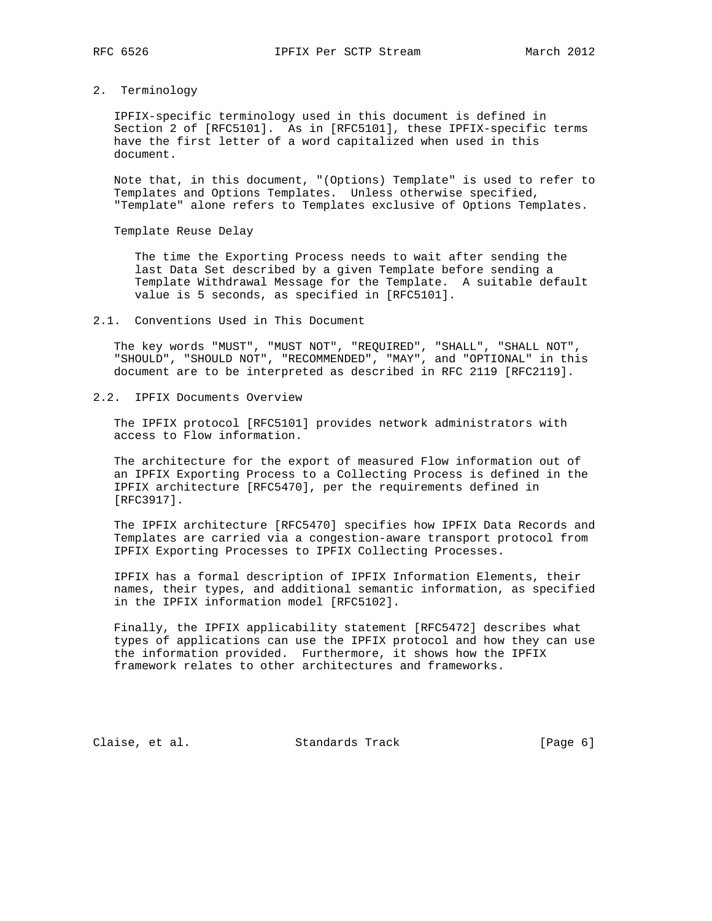## 2. Terminology

IPFIX-specific terminology used in this document is defined in Section 2 of [RFC5101]. As in [RFC5101], these IPFIX-specific terms have the first letter of a word capitalized when used in this document.

Note that, in this document, "(Options) Template" is used to refer to Templates and Options Templates. Unless otherwise specified, "Template" alone refers to Templates exclusive of Options Templates.

Template Reuse Delay

> The time the Exporting Process needs to wait after sending the last Data Set described by a given Template before sending a Template Withdrawal Message for the Template. A suitable default value is 5 seconds, as specified in [RFC5101].

### 2.1. Conventions Used in This Document

The key words "MUST", "MUST NOT", "REQUIRED", "SHALL", "SHALL NOT", "SHOULD", "SHOULD NOT", "RECOMMENDED", "MAY", and "OPTIONAL" in this document are to be interpreted as described in RFC 2119 [RFC2119].

### 2.2. IPFIX Documents Overview

The IPFIX protocol [RFC5101] provides network administrators with access to Flow information.

The architecture for the export of measured Flow information out of an IPFIX Exporting Process to a Collecting Process is defined in the IPFIX architecture [RFC5470], per the requirements defined in [RFC3917].

The IPFIX architecture [RFC5470] specifies how IPFIX Data Records and Templates are carried via a congestion-aware transport protocol from IPFIX Exporting Processes to IPFIX Collecting Processes.

IPFIX has a formal description of IPFIX Information Elements, their names, their types, and additional semantic information, as specified in the IPFIX information model [RFC5102].

Finally, the IPFIX applicability statement [RFC5472] describes what types of applications can use the IPFIX protocol and how they can use the information provided. Furthermore, it shows how the IPFIX framework relates to other architectures and frameworks.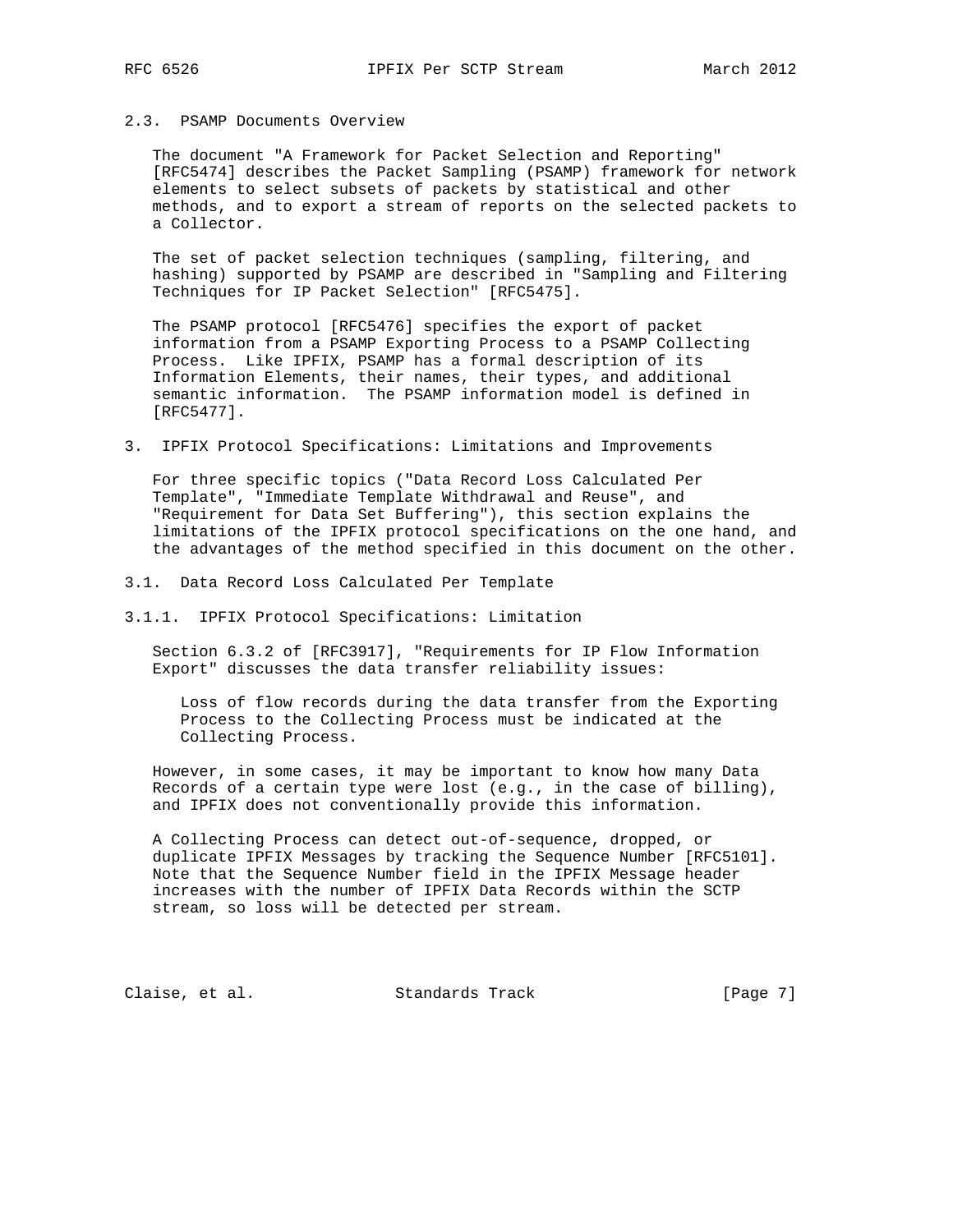## 2.3. PSAMP Documents Overview

The document "A Framework for Packet Selection and Reporting" [RFC5474] describes the Packet Sampling (PSAMP) framework for network elements to select subsets of packets by statistical and other methods, and to export a stream of reports on the selected packets to a Collector.

The set of packet selection techniques (sampling, filtering, and hashing) supported by PSAMP are described in "Sampling and Filtering Techniques for IP Packet Selection" [RFC5475].

The PSAMP protocol [RFC5476] specifies the export of packet information from a PSAMP Exporting Process to a PSAMP Collecting Process. Like IPFIX, PSAMP has a formal description of its Information Elements, their names, their types, and additional semantic information. The PSAMP information model is defined in [RFC5477].

# 3. IPFIX Protocol Specifications: Limitations and Improvements

For three specific topics ("Data Record Loss Calculated Per Template", "Immediate Template Withdrawal and Reuse", and "Requirement for Data Set Buffering"), this section explains the limitations of the IPFIX protocol specifications on the one hand, and the advantages of the method specified in this document on the other.

## 3.1. Data Record Loss Calculated Per Template

### 3.1.1. IPFIX Protocol Specifications: Limitation

Section 6.3.2 of [RFC3917], "Requirements for IP Flow Information Export" discusses the data transfer reliability issues:

> Loss of flow records during the data transfer from the Exporting Process to the Collecting Process must be indicated at the Collecting Process.

However, in some cases, it may be important to know how many Data Records of a certain type were lost (e.g., in the case of billing), and IPFIX does not conventionally provide this information.

A Collecting Process can detect out-of-sequence, dropped, or duplicate IPFIX Messages by tracking the Sequence Number [RFC5101]. Note that the Sequence Number field in the IPFIX Message header increases with the number of IPFIX Data Records within the SCTP stream, so loss will be detected per stream.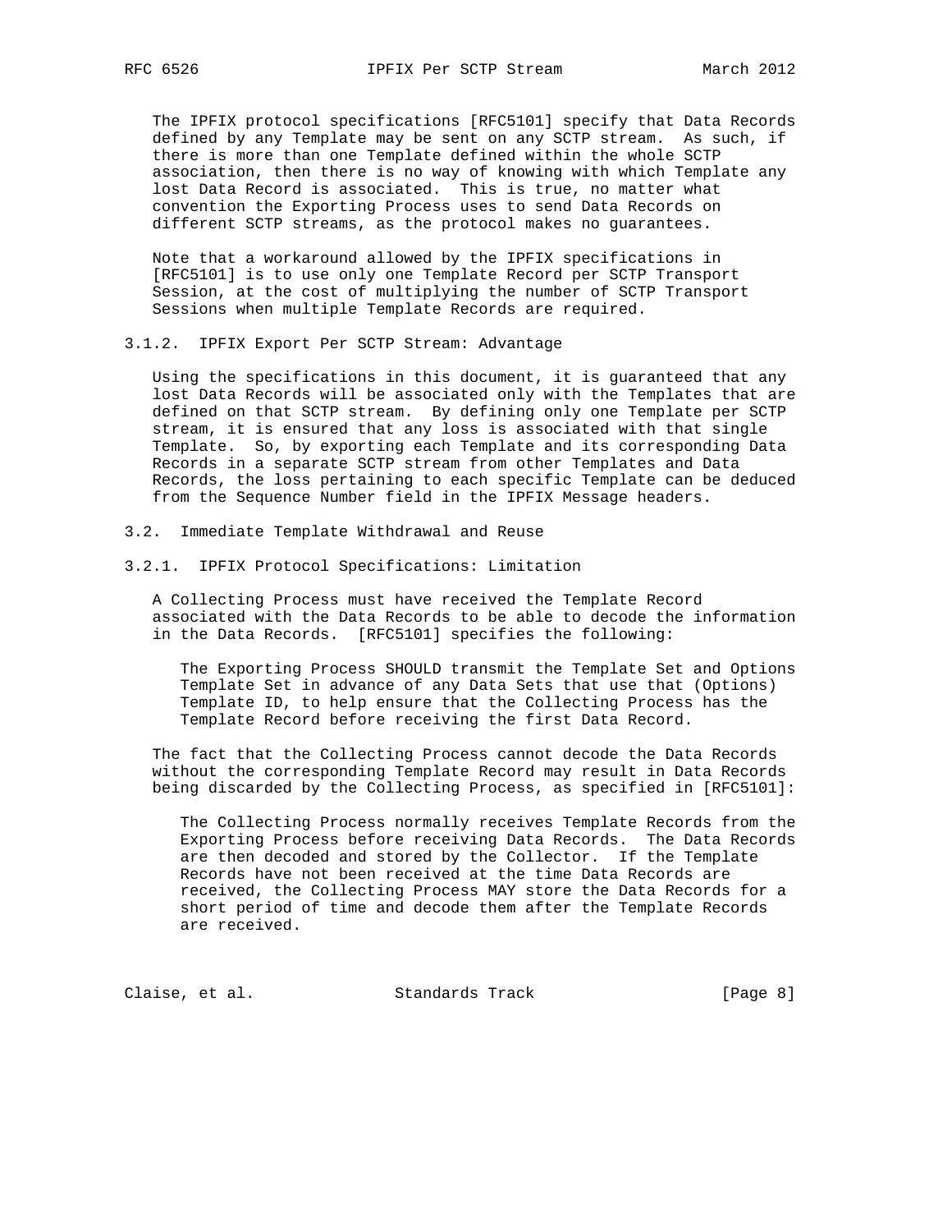The IPFIX protocol specifications [RFC5101] specify that Data Records defined by any Template may be sent on any SCTP stream. As such, if there is more than one Template defined within the whole SCTP association, then there is no way of knowing with which Template any lost Data Record is associated. This is true, no matter what convention the Exporting Process uses to send Data Records on different SCTP streams, as the protocol makes no guarantees.

Note that a workaround allowed by the IPFIX specifications in [RFC5101] is to use only one Template Record per SCTP Transport Session, at the cost of multiplying the number of SCTP Transport Sessions when multiple Template Records are required.

#### 3.1.2. IPFIX Export Per SCTP Stream: Advantage

Using the specifications in this document, it is guaranteed that any lost Data Records will be associated only with the Templates that are defined on that SCTP stream. By defining only one Template per SCTP stream, it is ensured that any loss is associated with that single Template. So, by exporting each Template and its corresponding Data Records in a separate SCTP stream from other Templates and Data Records, the loss pertaining to each specific Template can be deduced from the Sequence Number field in the IPFIX Message headers.

### 3.2. Immediate Template Withdrawal and Reuse

#### 3.2.1. IPFIX Protocol Specifications: Limitation

A Collecting Process must have received the Template Record associated with the Data Records to be able to decode the information in the Data Records. [RFC5101] specifies the following:

> The Exporting Process SHOULD transmit the Template Set and Options Template Set in advance of any Data Sets that use that (Options) Template ID, to help ensure that the Collecting Process has the Template Record before receiving the first Data Record.

The fact that the Collecting Process cannot decode the Data Records without the corresponding Template Record may result in Data Records being discarded by the Collecting Process, as specified in [RFC5101]:

> The Collecting Process normally receives Template Records from the Exporting Process before receiving Data Records. The Data Records are then decoded and stored by the Collector. If the Template Records have not been received at the time Data Records are received, the Collecting Process MAY store the Data Records for a short period of time and decode them after the Template Records are received.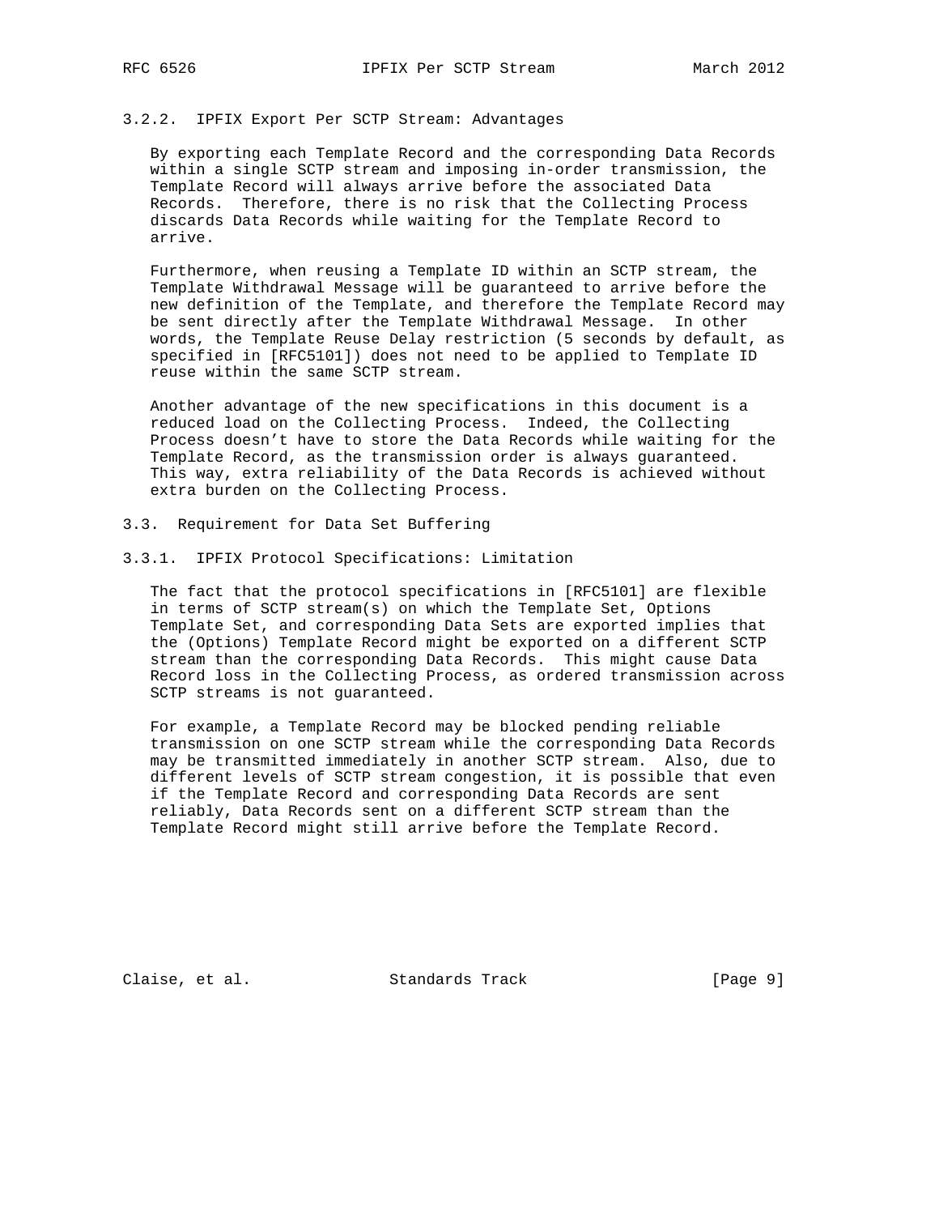### 3.2.2. IPFIX Export Per SCTP Stream: Advantages

By exporting each Template Record and the corresponding Data Records within a single SCTP stream and imposing in-order transmission, the Template Record will always arrive before the associated Data Records. Therefore, there is no risk that the Collecting Process discards Data Records while waiting for the Template Record to arrive.

Furthermore, when reusing a Template ID within an SCTP stream, the Template Withdrawal Message will be guaranteed to arrive before the new definition of the Template, and therefore the Template Record may be sent directly after the Template Withdrawal Message. In other words, the Template Reuse Delay restriction (5 seconds by default, as specified in [RFC5101]) does not need to be applied to Template ID reuse within the same SCTP stream.

Another advantage of the new specifications in this document is a reduced load on the Collecting Process. Indeed, the Collecting Process doesn't have to store the Data Records while waiting for the Template Record, as the transmission order is always guaranteed. This way, extra reliability of the Data Records is achieved without extra burden on the Collecting Process.

## 3.3. Requirement for Data Set Buffering

### 3.3.1. IPFIX Protocol Specifications: Limitation

The fact that the protocol specifications in [RFC5101] are flexible in terms of SCTP stream(s) on which the Template Set, Options Template Set, and corresponding Data Sets are exported implies that the (Options) Template Record might be exported on a different SCTP stream than the corresponding Data Records. This might cause Data Record loss in the Collecting Process, as ordered transmission across SCTP streams is not guaranteed.

For example, a Template Record may be blocked pending reliable transmission on one SCTP stream while the corresponding Data Records may be transmitted immediately in another SCTP stream. Also, due to different levels of SCTP stream congestion, it is possible that even if the Template Record and corresponding Data Records are sent reliably, Data Records sent on a different SCTP stream than the Template Record might still arrive before the Template Record.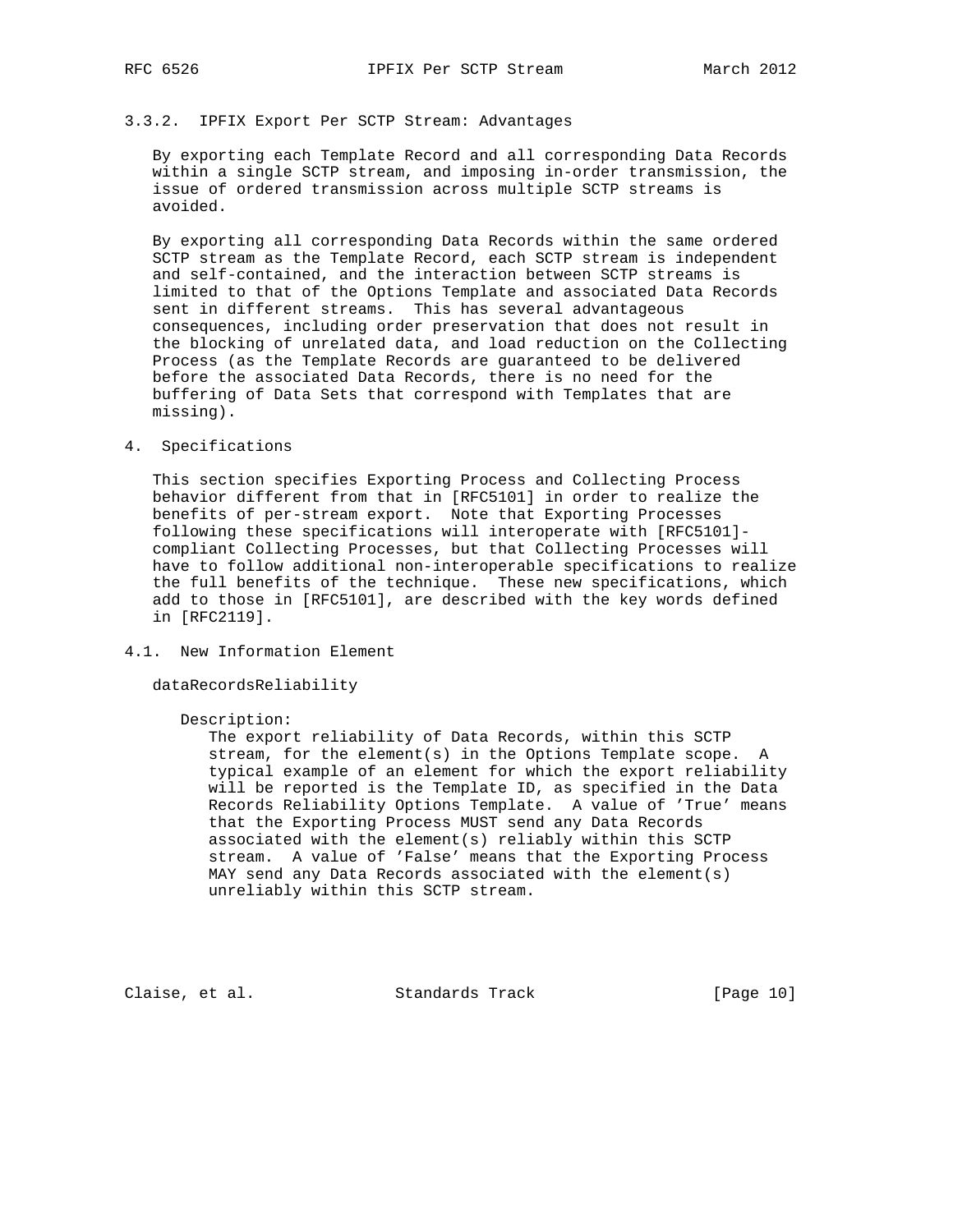### 3.3.2. IPFIX Export Per SCTP Stream: Advantages

By exporting each Template Record and all corresponding Data Records within a single SCTP stream, and imposing in-order transmission, the issue of ordered transmission across multiple SCTP streams is avoided.

By exporting all corresponding Data Records within the same ordered SCTP stream as the Template Record, each SCTP stream is independent and self-contained, and the interaction between SCTP streams is limited to that of the Options Template and associated Data Records sent in different streams. This has several advantageous consequences, including order preservation that does not result in the blocking of unrelated data, and load reduction on the Collecting Process (as the Template Records are guaranteed to be delivered before the associated Data Records, there is no need for the buffering of Data Sets that correspond with Templates that are missing).

## 4. Specifications

This section specifies Exporting Process and Collecting Process behavior different from that in [RFC5101] in order to realize the benefits of per-stream export. Note that Exporting Processes following these specifications will interoperate with [RFC5101]-compliant Collecting Processes, but that Collecting Processes will have to follow additional non-interoperable specifications to realize the full benefits of the technique. These new specifications, which add to those in [RFC5101], are described with the key words defined in [RFC2119].

### 4.1. New Information Element

dataRecordsReliability

Description:
The export reliability of Data Records, within this SCTP stream, for the element(s) in the Options Template scope. A typical example of an element for which the export reliability will be reported is the Template ID, as specified in the Data Records Reliability Options Template. A value of 'True' means that the Exporting Process MUST send any Data Records associated with the element(s) reliably within this SCTP stream. A value of 'False' means that the Exporting Process MAY send any Data Records associated with the element(s) unreliably within this SCTP stream.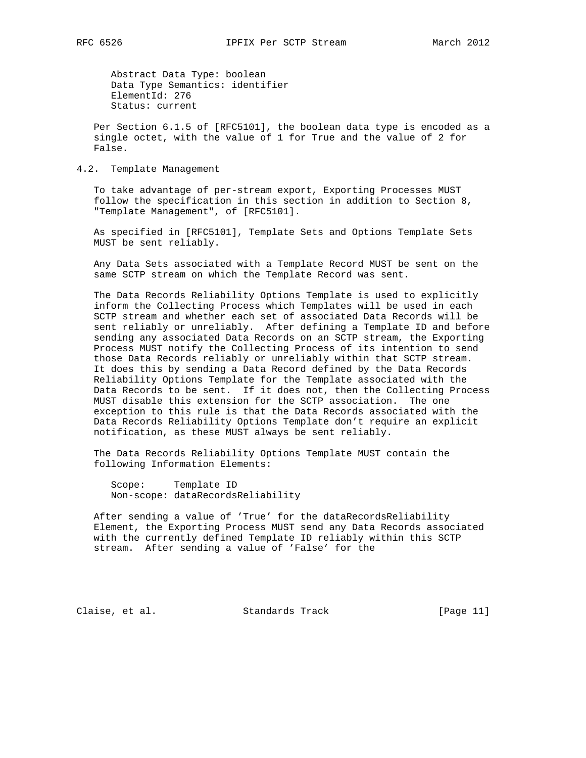Abstract Data Type: boolean
Data Type Semantics: identifier
ElementId: 276
Status: current

Per Section 6.1.5 of [RFC5101], the boolean data type is encoded as a single octet, with the value of 1 for True and the value of 2 for False.

## 4.2. Template Management

To take advantage of per-stream export, Exporting Processes MUST follow the specification in this section in addition to Section 8, "Template Management", of [RFC5101].

As specified in [RFC5101], Template Sets and Options Template Sets MUST be sent reliably.

Any Data Sets associated with a Template Record MUST be sent on the same SCTP stream on which the Template Record was sent.

The Data Records Reliability Options Template is used to explicitly inform the Collecting Process which Templates will be used in each SCTP stream and whether each set of associated Data Records will be sent reliably or unreliably. After defining a Template ID and before sending any associated Data Records on an SCTP stream, the Exporting Process MUST notify the Collecting Process of its intention to send those Data Records reliably or unreliably within that SCTP stream. It does this by sending a Data Record defined by the Data Records Reliability Options Template for the Template associated with the Data Records to be sent. If it does not, then the Collecting Process MUST disable this extension for the SCTP association. The one exception to this rule is that the Data Records associated with the Data Records Reliability Options Template don't require an explicit notification, as these MUST always be sent reliably.

The Data Records Reliability Options Template MUST contain the following Information Elements:

```
Scope:     Template ID
Non-scope: dataRecordsReliability
```

After sending a value of 'True' for the dataRecordsReliability Element, the Exporting Process MUST send any Data Records associated with the currently defined Template ID reliably within this SCTP stream. After sending a value of 'False' for the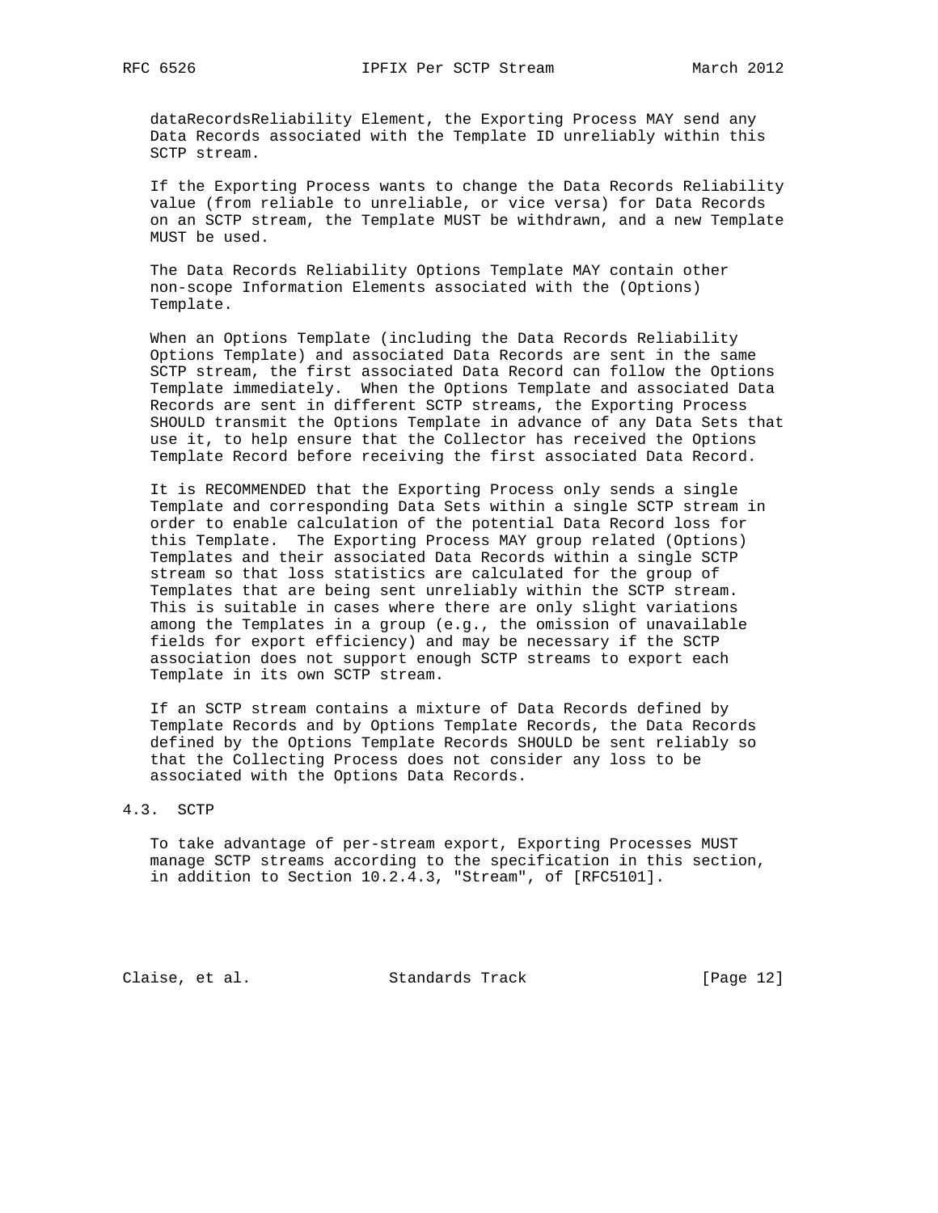dataRecordsReliability Element, the Exporting Process MAY send any Data Records associated with the Template ID unreliably within this SCTP stream.

If the Exporting Process wants to change the Data Records Reliability value (from reliable to unreliable, or vice versa) for Data Records on an SCTP stream, the Template MUST be withdrawn, and a new Template MUST be used.

The Data Records Reliability Options Template MAY contain other non-scope Information Elements associated with the (Options) Template.

When an Options Template (including the Data Records Reliability Options Template) and associated Data Records are sent in the same SCTP stream, the first associated Data Record can follow the Options Template immediately. When the Options Template and associated Data Records are sent in different SCTP streams, the Exporting Process SHOULD transmit the Options Template in advance of any Data Sets that use it, to help ensure that the Collector has received the Options Template Record before receiving the first associated Data Record.

It is RECOMMENDED that the Exporting Process only sends a single Template and corresponding Data Sets within a single SCTP stream in order to enable calculation of the potential Data Record loss for this Template. The Exporting Process MAY group related (Options) Templates and their associated Data Records within a single SCTP stream so that loss statistics are calculated for the group of Templates that are being sent unreliably within the SCTP stream. This is suitable in cases where there are only slight variations among the Templates in a group (e.g., the omission of unavailable fields for export efficiency) and may be necessary if the SCTP association does not support enough SCTP streams to export each Template in its own SCTP stream.

If an SCTP stream contains a mixture of Data Records defined by Template Records and by Options Template Records, the Data Records defined by the Options Template Records SHOULD be sent reliably so that the Collecting Process does not consider any loss to be associated with the Options Data Records.

### 4.3. SCTP

To take advantage of per-stream export, Exporting Processes MUST manage SCTP streams according to the specification in this section, in addition to Section 10.2.4.3, "Stream", of [RFC5101].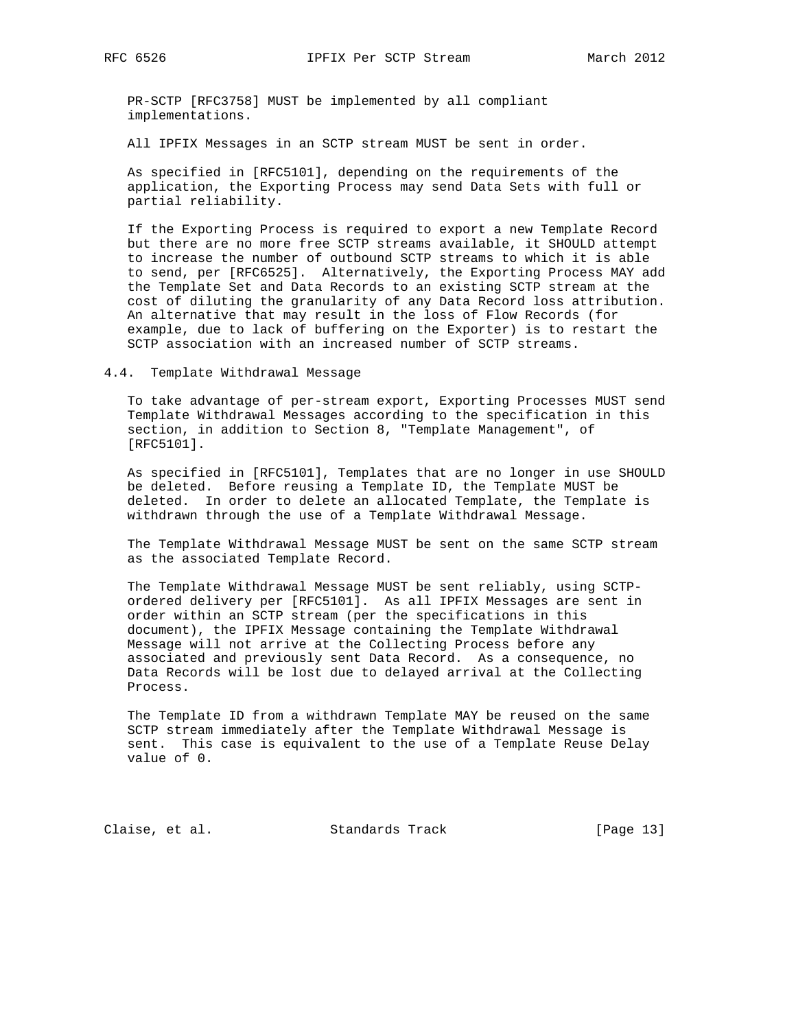PR-SCTP [RFC3758] MUST be implemented by all compliant implementations.

All IPFIX Messages in an SCTP stream MUST be sent in order.

As specified in [RFC5101], depending on the requirements of the application, the Exporting Process may send Data Sets with full or partial reliability.

If the Exporting Process is required to export a new Template Record but there are no more free SCTP streams available, it SHOULD attempt to increase the number of outbound SCTP streams to which it is able to send, per [RFC6525]. Alternatively, the Exporting Process MAY add the Template Set and Data Records to an existing SCTP stream at the cost of diluting the granularity of any Data Record loss attribution. An alternative that may result in the loss of Flow Records (for example, due to lack of buffering on the Exporter) is to restart the SCTP association with an increased number of SCTP streams.

## 4.4. Template Withdrawal Message

To take advantage of per-stream export, Exporting Processes MUST send Template Withdrawal Messages according to the specification in this section, in addition to Section 8, "Template Management", of [RFC5101].

As specified in [RFC5101], Templates that are no longer in use SHOULD be deleted. Before reusing a Template ID, the Template MUST be deleted. In order to delete an allocated Template, the Template is withdrawn through the use of a Template Withdrawal Message.

The Template Withdrawal Message MUST be sent on the same SCTP stream as the associated Template Record.

The Template Withdrawal Message MUST be sent reliably, using SCTP-ordered delivery per [RFC5101]. As all IPFIX Messages are sent in order within an SCTP stream (per the specifications in this document), the IPFIX Message containing the Template Withdrawal Message will not arrive at the Collecting Process before any associated and previously sent Data Record. As a consequence, no Data Records will be lost due to delayed arrival at the Collecting Process.

The Template ID from a withdrawn Template MAY be reused on the same SCTP stream immediately after the Template Withdrawal Message is sent. This case is equivalent to the use of a Template Reuse Delay value of 0.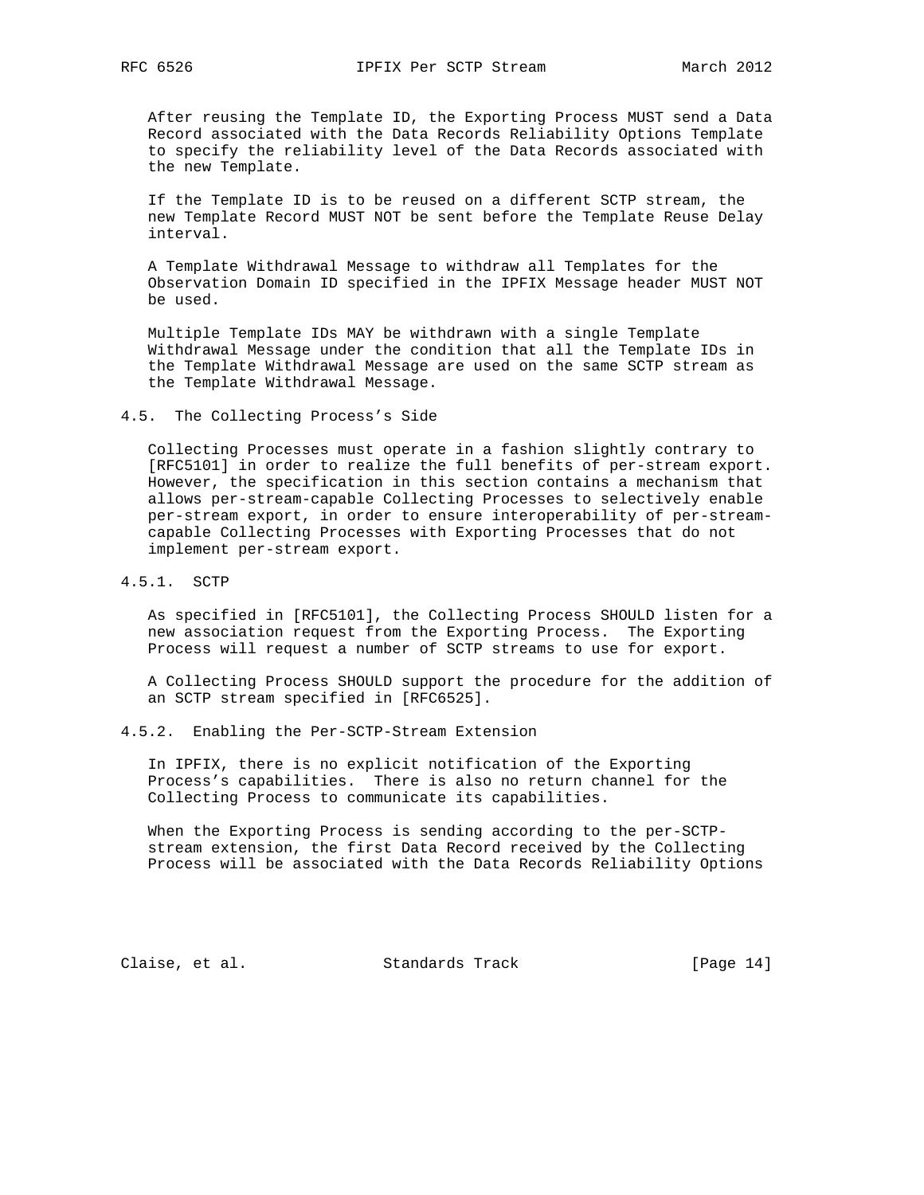After reusing the Template ID, the Exporting Process MUST send a Data Record associated with the Data Records Reliability Options Template to specify the reliability level of the Data Records associated with the new Template.

If the Template ID is to be reused on a different SCTP stream, the new Template Record MUST NOT be sent before the Template Reuse Delay interval.

A Template Withdrawal Message to withdraw all Templates for the Observation Domain ID specified in the IPFIX Message header MUST NOT be used.

Multiple Template IDs MAY be withdrawn with a single Template Withdrawal Message under the condition that all the Template IDs in the Template Withdrawal Message are used on the same SCTP stream as the Template Withdrawal Message.

## 4.5. The Collecting Process's Side

Collecting Processes must operate in a fashion slightly contrary to [RFC5101] in order to realize the full benefits of per-stream export. However, the specification in this section contains a mechanism that allows per-stream-capable Collecting Processes to selectively enable per-stream export, in order to ensure interoperability of per-stream-capable Collecting Processes with Exporting Processes that do not implement per-stream export.

### 4.5.1. SCTP

As specified in [RFC5101], the Collecting Process SHOULD listen for a new association request from the Exporting Process. The Exporting Process will request a number of SCTP streams to use for export.

A Collecting Process SHOULD support the procedure for the addition of an SCTP stream specified in [RFC6525].

### 4.5.2. Enabling the Per-SCTP-Stream Extension

In IPFIX, there is no explicit notification of the Exporting Process's capabilities. There is also no return channel for the Collecting Process to communicate its capabilities.

When the Exporting Process is sending according to the per-SCTP-stream extension, the first Data Record received by the Collecting Process will be associated with the Data Records Reliability Options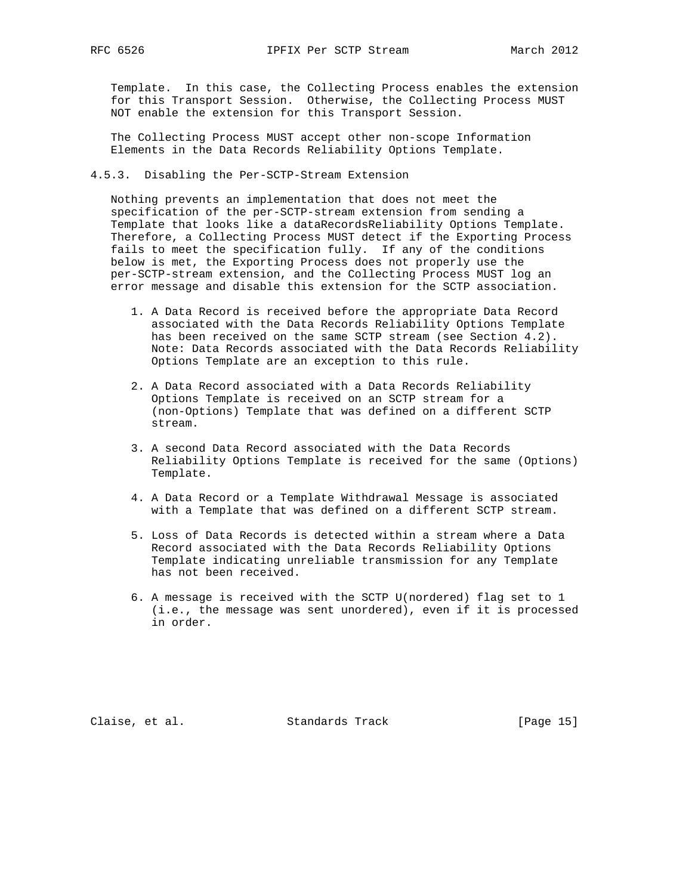Template. In this case, the Collecting Process enables the extension for this Transport Session. Otherwise, the Collecting Process MUST NOT enable the extension for this Transport Session.

The Collecting Process MUST accept other non-scope Information Elements in the Data Records Reliability Options Template.

### 4.5.3. Disabling the Per-SCTP-Stream Extension

Nothing prevents an implementation that does not meet the specification of the per-SCTP-stream extension from sending a Template that looks like a dataRecordsReliability Options Template. Therefore, a Collecting Process MUST detect if the Exporting Process fails to meet the specification fully. If any of the conditions below is met, the Exporting Process does not properly use the per-SCTP-stream extension, and the Collecting Process MUST log an error message and disable this extension for the SCTP association.

1. A Data Record is received before the appropriate Data Record associated with the Data Records Reliability Options Template has been received on the same SCTP stream (see Section 4.2). Note: Data Records associated with the Data Records Reliability Options Template are an exception to this rule.

2. A Data Record associated with a Data Records Reliability Options Template is received on an SCTP stream for a (non-Options) Template that was defined on a different SCTP stream.

3. A second Data Record associated with the Data Records Reliability Options Template is received for the same (Options) Template.

4. A Data Record or a Template Withdrawal Message is associated with a Template that was defined on a different SCTP stream.

5. Loss of Data Records is detected within a stream where a Data Record associated with the Data Records Reliability Options Template indicating unreliable transmission for any Template has not been received.

6. A message is received with the SCTP U(nordered) flag set to 1 (i.e., the message was sent unordered), even if it is processed in order.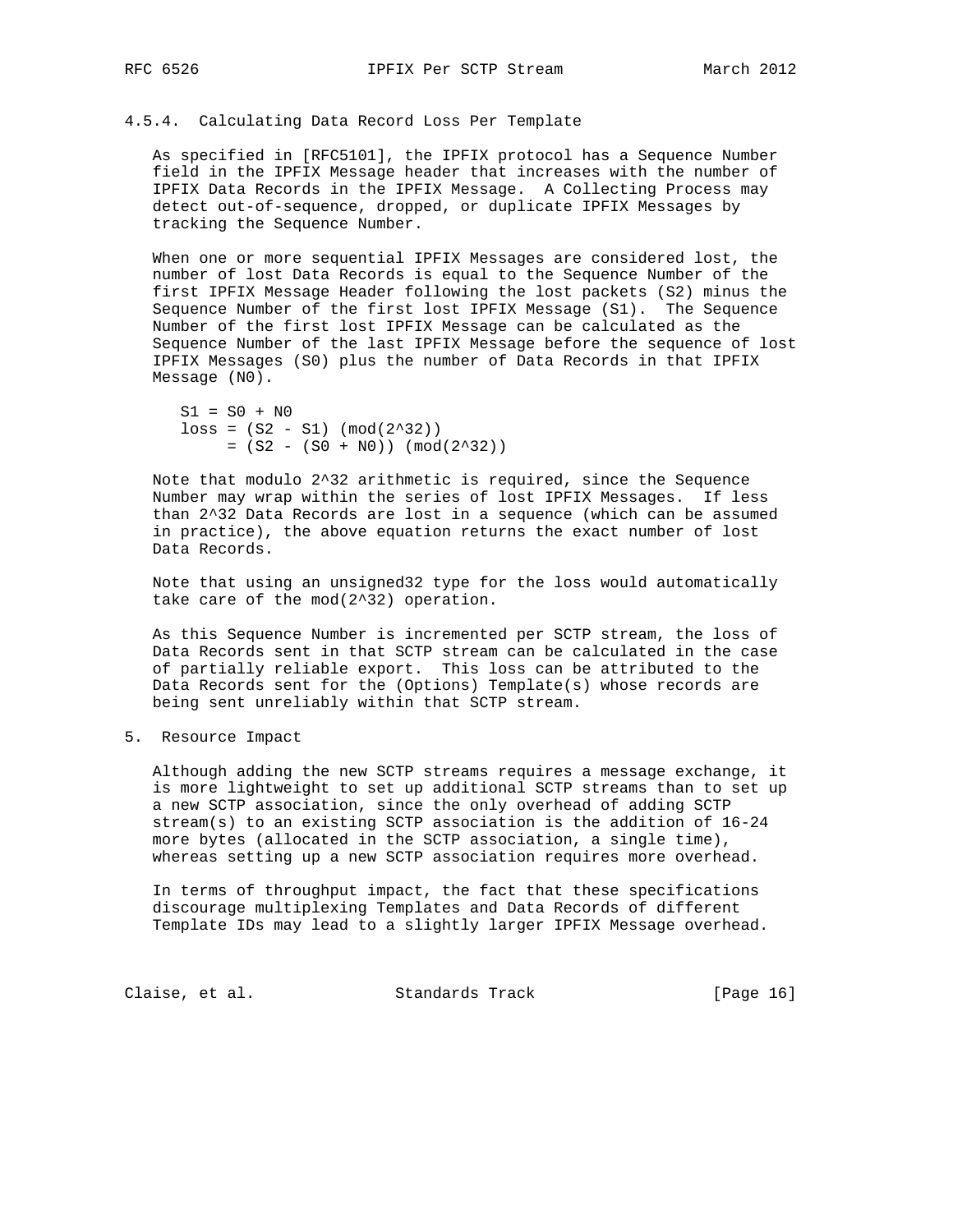### 4.5.4. Calculating Data Record Loss Per Template

As specified in [RFC5101], the IPFIX protocol has a Sequence Number field in the IPFIX Message header that increases with the number of IPFIX Data Records in the IPFIX Message. A Collecting Process may detect out-of-sequence, dropped, or duplicate IPFIX Messages by tracking the Sequence Number.

When one or more sequential IPFIX Messages are considered lost, the number of lost Data Records is equal to the Sequence Number of the first IPFIX Message Header following the lost packets (S2) minus the Sequence Number of the first lost IPFIX Message (S1). The Sequence Number of the first lost IPFIX Message can be calculated as the Sequence Number of the last IPFIX Message before the sequence of lost IPFIX Messages (S0) plus the number of Data Records in that IPFIX Message (N0).

```
S1 = S0 + N0
loss = (S2 - S1) (mod(2^32))
     = (S2 - (S0 + N0)) (mod(2^32))
```

Note that modulo 2^32 arithmetic is required, since the Sequence Number may wrap within the series of lost IPFIX Messages. If less than 2^32 Data Records are lost in a sequence (which can be assumed in practice), the above equation returns the exact number of lost Data Records.

Note that using an unsigned32 type for the loss would automatically take care of the mod(2^32) operation.

As this Sequence Number is incremented per SCTP stream, the loss of Data Records sent in that SCTP stream can be calculated in the case of partially reliable export. This loss can be attributed to the Data Records sent for the (Options) Template(s) whose records are being sent unreliably within that SCTP stream.

## 5. Resource Impact

Although adding the new SCTP streams requires a message exchange, it is more lightweight to set up additional SCTP streams than to set up a new SCTP association, since the only overhead of adding SCTP stream(s) to an existing SCTP association is the addition of 16-24 more bytes (allocated in the SCTP association, a single time), whereas setting up a new SCTP association requires more overhead.

In terms of throughput impact, the fact that these specifications discourage multiplexing Templates and Data Records of different Template IDs may lead to a slightly larger IPFIX Message overhead.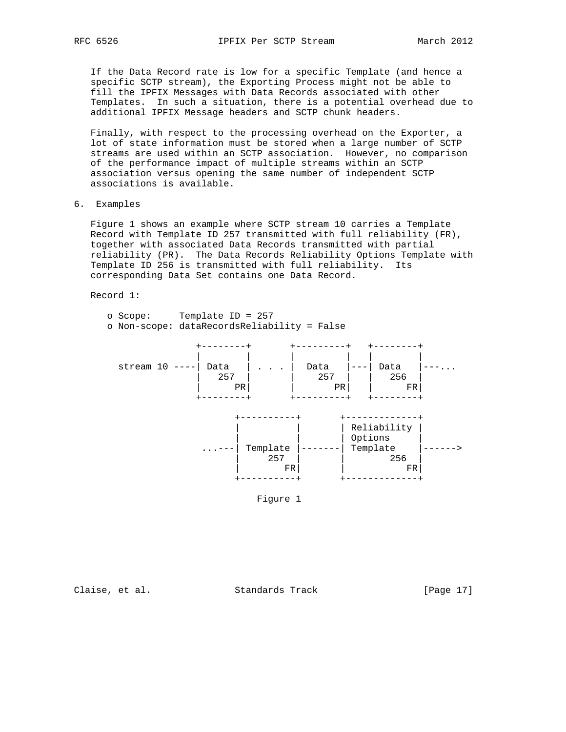If the Data Record rate is low for a specific Template (and hence a specific SCTP stream), the Exporting Process might not be able to fill the IPFIX Messages with Data Records associated with other Templates. In such a situation, there is a potential overhead due to additional IPFIX Message headers and SCTP chunk headers.

Finally, with respect to the processing overhead on the Exporter, a lot of state information must be stored when a large number of SCTP streams are used within an SCTP association. However, no comparison of the performance impact of multiple streams within an SCTP association versus opening the same number of independent SCTP associations is available.

## 6. Examples

Figure 1 shows an example where SCTP stream 10 carries a Template Record with Template ID 257 transmitted with full reliability (FR), together with associated Data Records transmitted with partial reliability (PR). The Data Records Reliability Options Template with Template ID 256 is transmitted with full reliability. Its corresponding Data Set contains one Data Record.

Record 1:

- Scope: Template ID = 257
- Non-scope: dataRecordsReliability = False

```
                +--------+       +---------+   +--------+
                |        |       |         |   |        |
  stream 10 ----| Data   | . . . |  Data   |---| Data   |---...
                |   257  |       |    257  |   |  256   |
                |      PR|       |       PR|   |      FR|
                +--------+       +---------+   +--------+

                       +----------+       +-------------+
                       |          |       | Reliability |
                       |          |       | Options     |
                   ...---| Template |-------| Template    |------>
                       |     257  |       |        256  |
                       |        FR|       |           FR|
                       +----------+       +-------------+
```

Figure 1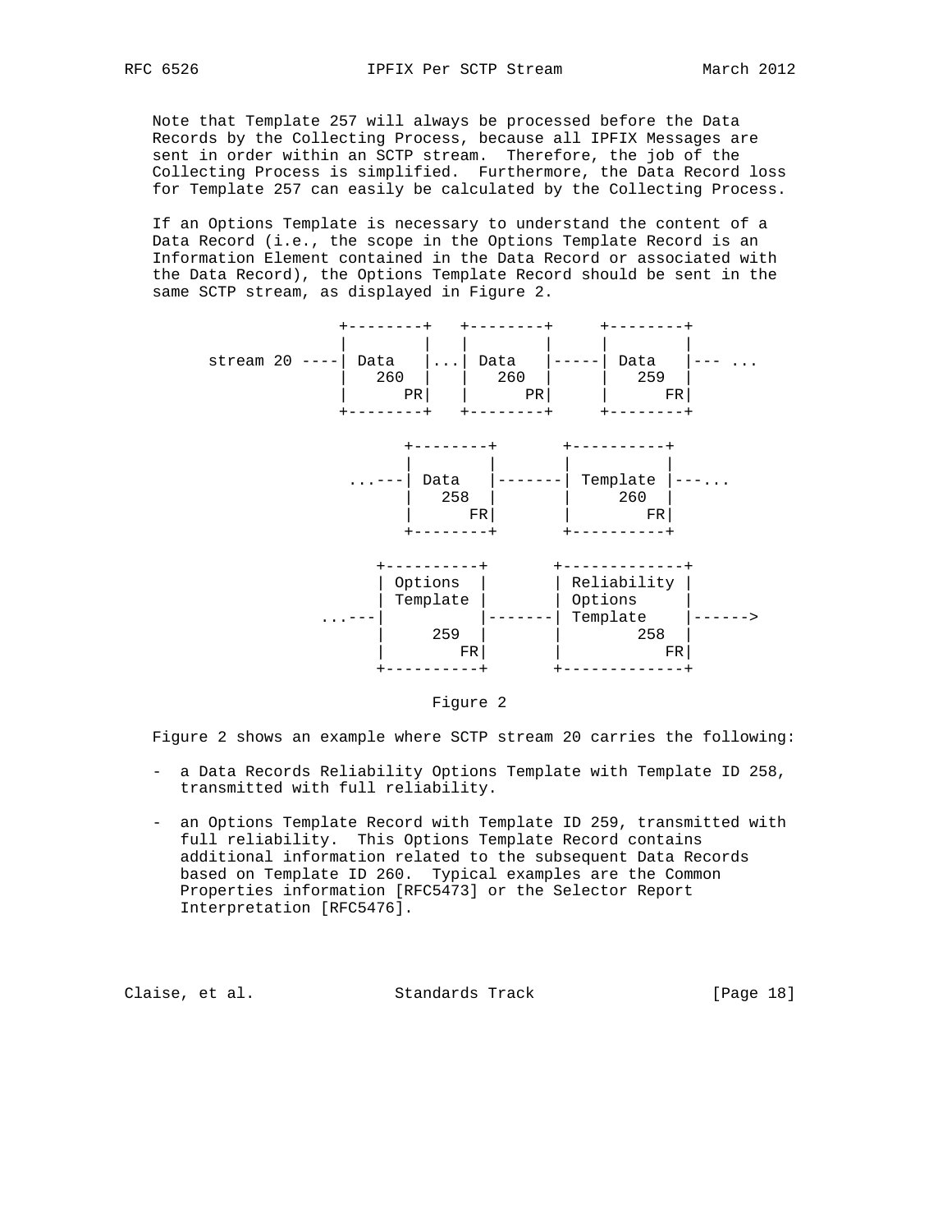Note that Template 257 will always be processed before the Data Records by the Collecting Process, because all IPFIX Messages are sent in order within an SCTP stream. Therefore, the job of the Collecting Process is simplified. Furthermore, the Data Record loss for Template 257 can easily be calculated by the Collecting Process.

If an Options Template is necessary to understand the content of a Data Record (i.e., the scope in the Options Template Record is an Information Element contained in the Data Record or associated with the Data Record), the Options Template Record should be sent in the same SCTP stream, as displayed in Figure 2.

```
                  +--------+   +--------+     +--------+
                  |        |   |        |     |        |
   stream 20 ----| Data   |...| Data   |-----| Data   |--- ...
                  |   260  |   |   260  |     |   259  |
                  |      PR|   |      PR|     |      FR|
                  +--------+   +--------+     +--------+

                      +--------+       +----------+
                      |        |       |          |
                 ...---| Data   |-------| Template |---...
                      |   258  |       |    260   |
                      |      FR|       |        FR|
                      +--------+       +----------+

                   +----------+       +-------------+
                   | Options  |       | Reliability |
                   | Template |       | Options     |
              ...---|          |-------| Template    |------>
                   |    259   |       |        258  |
                   |        FR|       |           FR|
                   +----------+       +-------------+
```

Figure 2

Figure 2 shows an example where SCTP stream 20 carries the following:

- a Data Records Reliability Options Template with Template ID 258, transmitted with full reliability.

- an Options Template Record with Template ID 259, transmitted with full reliability. This Options Template Record contains additional information related to the subsequent Data Records based on Template ID 260. Typical examples are the Common Properties information [RFC5473] or the Selector Report Interpretation [RFC5476].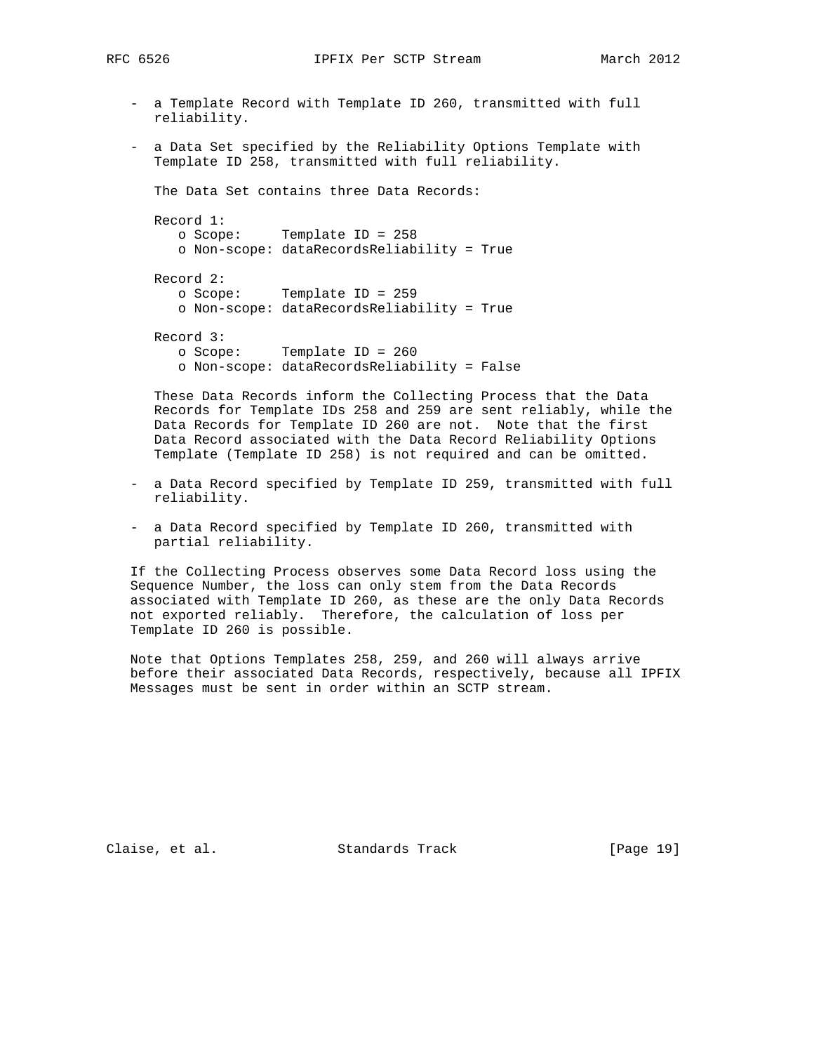- a Template Record with Template ID 260, transmitted with full reliability.

- a Data Set specified by the Reliability Options Template with Template ID 258, transmitted with full reliability.

  The Data Set contains three Data Records:

  Record 1:
  - o Scope: Template ID = 258
  - o Non-scope: dataRecordsReliability = True

  Record 2:
  - o Scope: Template ID = 259
  - o Non-scope: dataRecordsReliability = True

  Record 3:
  - o Scope: Template ID = 260
  - o Non-scope: dataRecordsReliability = False

  These Data Records inform the Collecting Process that the Data Records for Template IDs 258 and 259 are sent reliably, while the Data Records for Template ID 260 are not. Note that the first Data Record associated with the Data Record Reliability Options Template (Template ID 258) is not required and can be omitted.

- a Data Record specified by Template ID 259, transmitted with full reliability.

- a Data Record specified by Template ID 260, transmitted with partial reliability.

If the Collecting Process observes some Data Record loss using the Sequence Number, the loss can only stem from the Data Records associated with Template ID 260, as these are the only Data Records not exported reliably. Therefore, the calculation of loss per Template ID 260 is possible.

Note that Options Templates 258, 259, and 260 will always arrive before their associated Data Records, respectively, because all IPFIX Messages must be sent in order within an SCTP stream.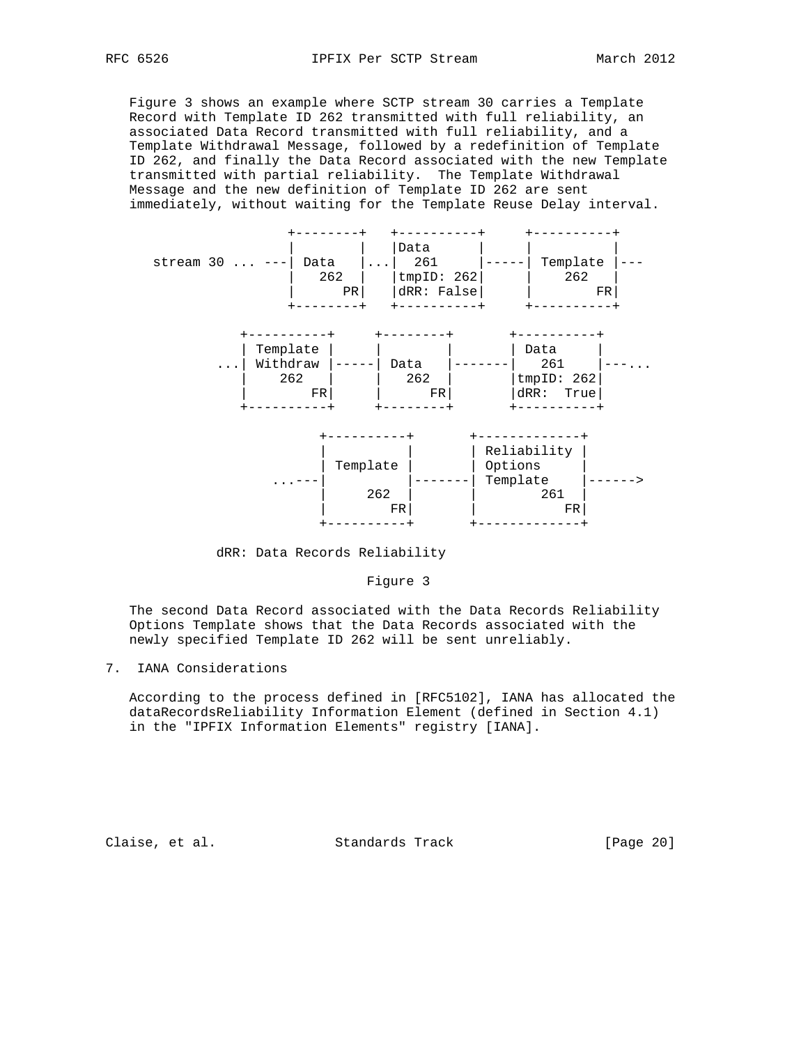Figure 3 shows an example where SCTP stream 30 carries a Template Record with Template ID 262 transmitted with full reliability, an associated Data Record transmitted with full reliability, and a Template Withdrawal Message, followed by a redefinition of Template ID 262, and finally the Data Record associated with the new Template transmitted with partial reliability. The Template Withdrawal Message and the new definition of Template ID 262 are sent immediately, without waiting for the Template Reuse Delay interval.

```
                  +--------+   +----------+     +----------+
                  |        |   |Data      |     |          |
  stream 30 ... ---| Data   |...|  261     |-----| Template |---
                  |  262   |   |tmpID: 262|     |   262    |
                  |      PR|   |dRR: False|     |        FR|
                  +--------+   +----------+     +----------+

            +----------+     +--------+       +----------+
            | Template |     |        |       | Data     |
         ...| Withdraw |-----| Data   |-------|   261    |---...
            |   262    |     |  262   |       |tmpID: 262|
            |        FR|     |      FR|       |dRR:  True|
            +----------+     +--------+       +----------+

                      +----------+       +-------------+
                      |          |       | Reliability |
                      | Template |       | Options     |
                   ...---|          |-------| Template    |------>
                      |    262   |       |        261  |
                      |        FR|       |           FR|
                      +----------+       +-------------+

            dRR: Data Records Reliability
```

Figure 3

The second Data Record associated with the Data Records Reliability Options Template shows that the Data Records associated with the newly specified Template ID 262 will be sent unreliably.

## 7. IANA Considerations

According to the process defined in [RFC5102], IANA has allocated the dataRecordsReliability Information Element (defined in Section 4.1) in the "IPFIX Information Elements" registry [IANA].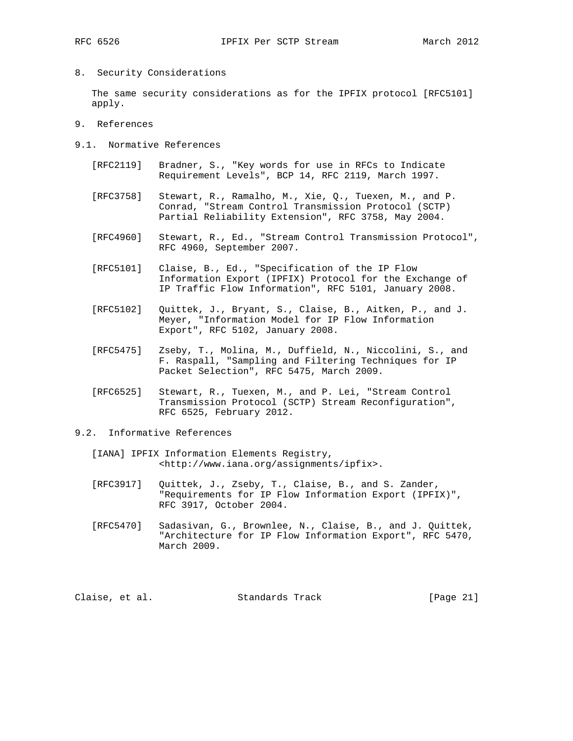## 8. Security Considerations

The same security considerations as for the IPFIX protocol [RFC5101] apply.

## 9. References

### 9.1. Normative References

[RFC2119] Bradner, S., "Key words for use in RFCs to Indicate Requirement Levels", BCP 14, RFC 2119, March 1997.

[RFC3758] Stewart, R., Ramalho, M., Xie, Q., Tuexen, M., and P. Conrad, "Stream Control Transmission Protocol (SCTP) Partial Reliability Extension", RFC 3758, May 2004.

[RFC4960] Stewart, R., Ed., "Stream Control Transmission Protocol", RFC 4960, September 2007.

[RFC5101] Claise, B., Ed., "Specification of the IP Flow Information Export (IPFIX) Protocol for the Exchange of IP Traffic Flow Information", RFC 5101, January 2008.

[RFC5102] Quittek, J., Bryant, S., Claise, B., Aitken, P., and J. Meyer, "Information Model for IP Flow Information Export", RFC 5102, January 2008.

[RFC5475] Zseby, T., Molina, M., Duffield, N., Niccolini, S., and F. Raspall, "Sampling and Filtering Techniques for IP Packet Selection", RFC 5475, March 2009.

[RFC6525] Stewart, R., Tuexen, M., and P. Lei, "Stream Control Transmission Protocol (SCTP) Stream Reconfiguration", RFC 6525, February 2012.

### 9.2. Informative References

[IANA] IPFIX Information Elements Registry, <http://www.iana.org/assignments/ipfix>.

[RFC3917] Quittek, J., Zseby, T., Claise, B., and S. Zander, "Requirements for IP Flow Information Export (IPFIX)", RFC 3917, October 2004.

[RFC5470] Sadasivan, G., Brownlee, N., Claise, B., and J. Quittek, "Architecture for IP Flow Information Export", RFC 5470, March 2009.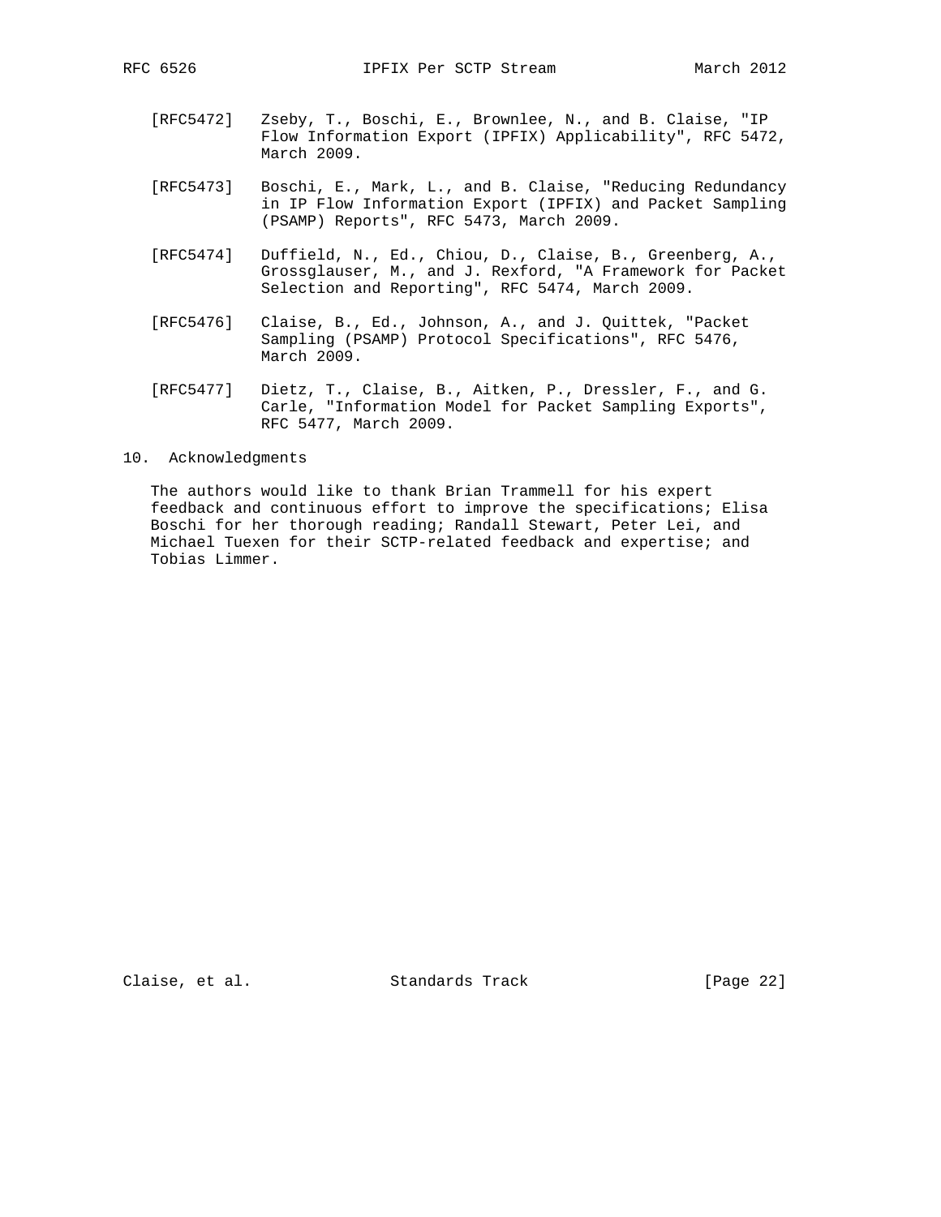[RFC5472] Zseby, T., Boschi, E., Brownlee, N., and B. Claise, "IP Flow Information Export (IPFIX) Applicability", RFC 5472, March 2009.

[RFC5473] Boschi, E., Mark, L., and B. Claise, "Reducing Redundancy in IP Flow Information Export (IPFIX) and Packet Sampling (PSAMP) Reports", RFC 5473, March 2009.

[RFC5474] Duffield, N., Ed., Chiou, D., Claise, B., Greenberg, A., Grossglauser, M., and J. Rexford, "A Framework for Packet Selection and Reporting", RFC 5474, March 2009.

[RFC5476] Claise, B., Ed., Johnson, A., and J. Quittek, "Packet Sampling (PSAMP) Protocol Specifications", RFC 5476, March 2009.

[RFC5477] Dietz, T., Claise, B., Aitken, P., Dressler, F., and G. Carle, "Information Model for Packet Sampling Exports", RFC 5477, March 2009.

## 10. Acknowledgments

The authors would like to thank Brian Trammell for his expert feedback and continuous effort to improve the specifications; Elisa Boschi for her thorough reading; Randall Stewart, Peter Lei, and Michael Tuexen for their SCTP-related feedback and expertise; and Tobias Limmer.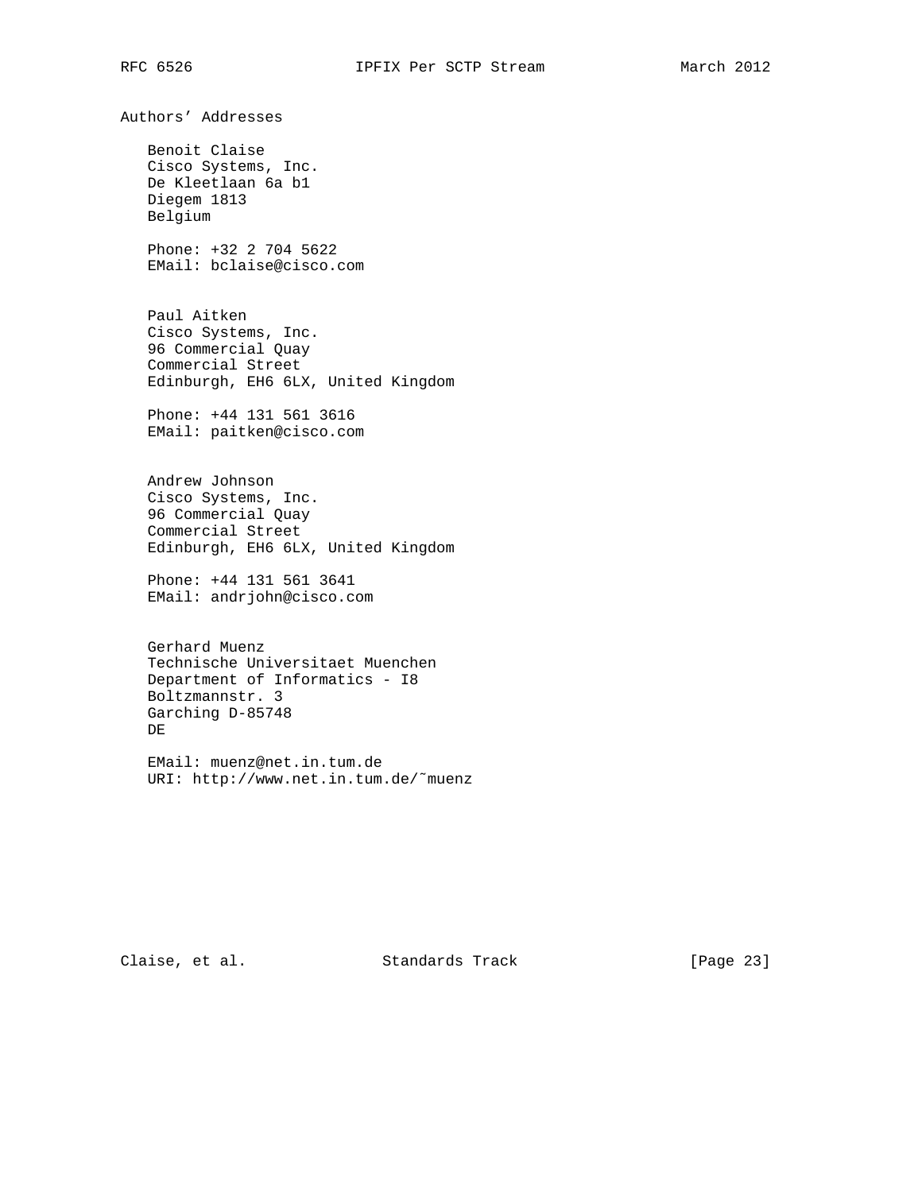## Authors' Addresses

Benoit Claise
Cisco Systems, Inc.
De Kleetlaan 6a b1
Diegem 1813
Belgium

Phone: +32 2 704 5622
EMail: bclaise@cisco.com

Paul Aitken
Cisco Systems, Inc.
96 Commercial Quay
Commercial Street
Edinburgh, EH6 6LX, United Kingdom

Phone: +44 131 561 3616
EMail: paitken@cisco.com

Andrew Johnson
Cisco Systems, Inc.
96 Commercial Quay
Commercial Street
Edinburgh, EH6 6LX, United Kingdom

Phone: +44 131 561 3641
EMail: andrjohn@cisco.com

Gerhard Muenz
Technische Universitaet Muenchen
Department of Informatics - I8
Boltzmannstr. 3
Garching D-85748
DE

EMail: muenz@net.in.tum.de
URI: http://www.net.in.tum.de/~muenz